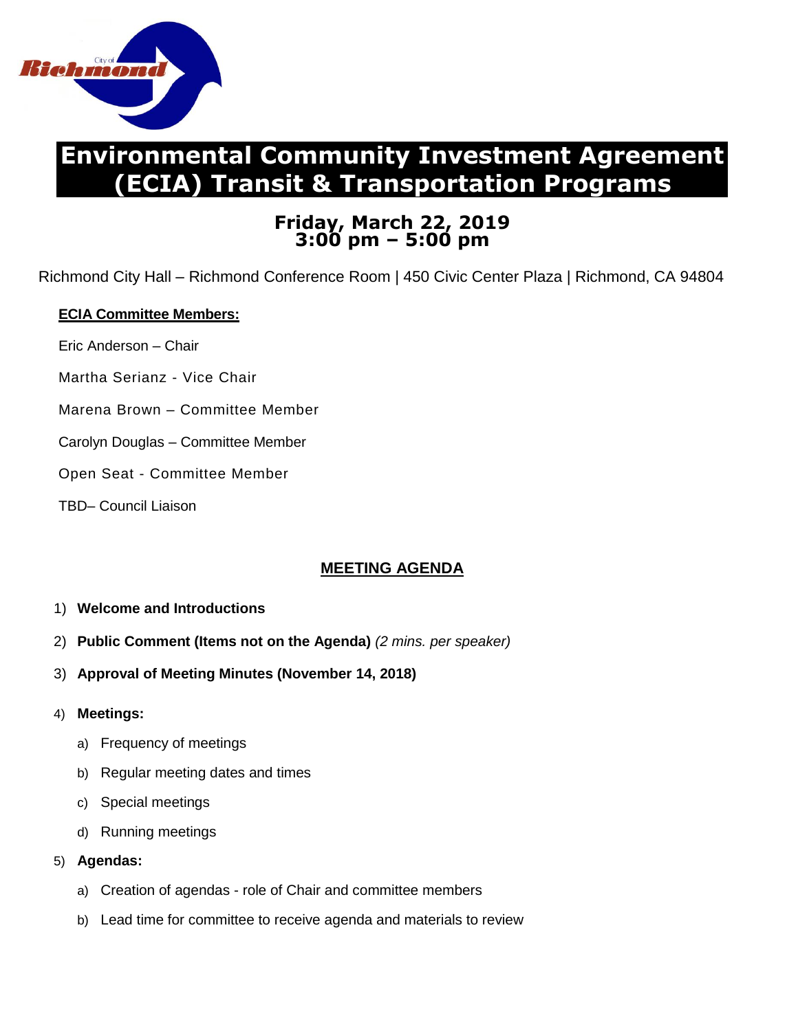# Environmental Community Investment Agreement (ECIA) Transit & Transportation Programs

## Friday, March 22, 2019
## 3:00 pm – 5:00 pm

Richmond City Hall – Richmond Conference Room | 450 Civic Center Plaza | Richmond, CA 94804

**ECIA Committee Members:**

Eric Anderson – Chair

Martha Serianz - Vice Chair

Marena Brown – Committee Member

Carolyn Douglas – Committee Member

Open Seat - Committee Member

TBD– Council Liaison

## MEETING AGENDA

1) **Welcome and Introductions**
2) **Public Comment (Items not on the Agenda)** *(2 mins. per speaker)*
3) **Approval of Meeting Minutes (November 14, 2018)**
4) **Meetings:**
   a) Frequency of meetings
   b) Regular meeting dates and times
   c) Special meetings
   d) Running meetings
5) **Agendas:**
   a) Creation of agendas - role of Chair and committee members
   b) Lead time for committee to receive agenda and materials to review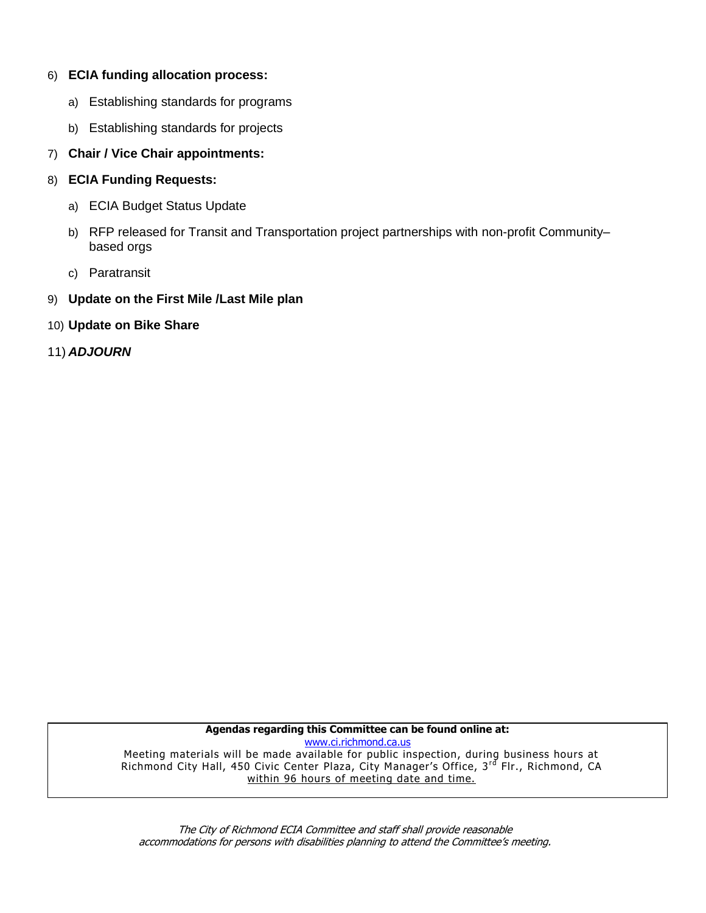6) **ECIA funding allocation process:**

   a) Establishing standards for programs

   b) Establishing standards for projects

7) **Chair / Vice Chair appointments:**

8) **ECIA Funding Requests:**

   a) ECIA Budget Status Update

   b) RFP released for Transit and Transportation project partnerships with non-profit Community–based orgs

   c) Paratransit

9) **Update on the First Mile /Last Mile plan**

10) **Update on Bike Share**

11) ***ADJOURN***

**Agendas regarding this Committee can be found online at:**
www.ci.richmond.ca.us
Meeting materials will be made available for public inspection, during business hours at Richmond City Hall, 450 Civic Center Plaza, City Manager's Office, 3rd Flr., Richmond, CA within 96 hours of meeting date and time.

*The City of Richmond ECIA Committee and staff shall provide reasonable accommodations for persons with disabilities planning to attend the Committee's meeting.*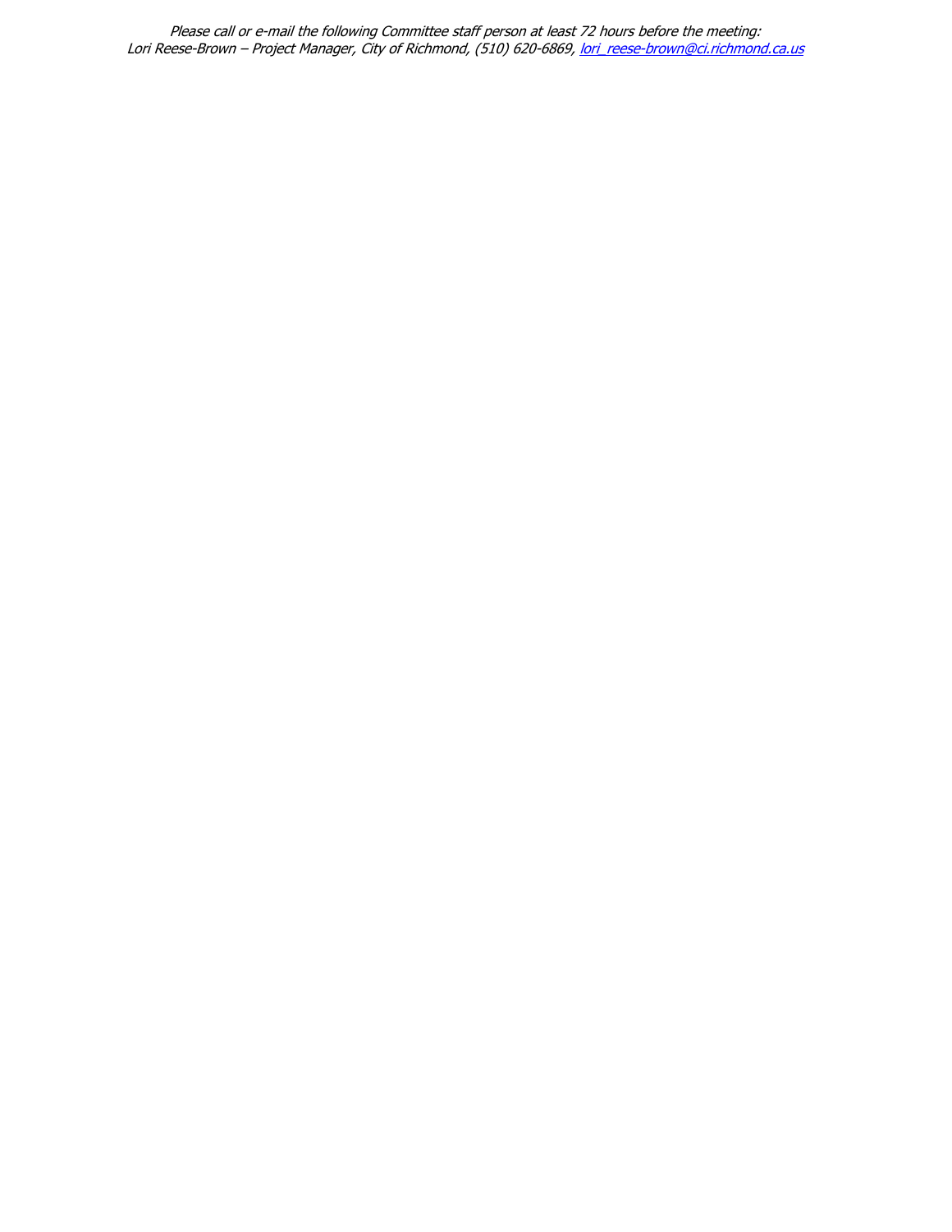*Please call or e-mail the following Committee staff person at least 72 hours before the meeting:*
*Lori Reese-Brown – Project Manager, City of Richmond, (510) 620-6869, [lori_reese-brown@ci.richmond.ca.us](mailto:lori_reese-brown@ci.richmond.ca.us)*